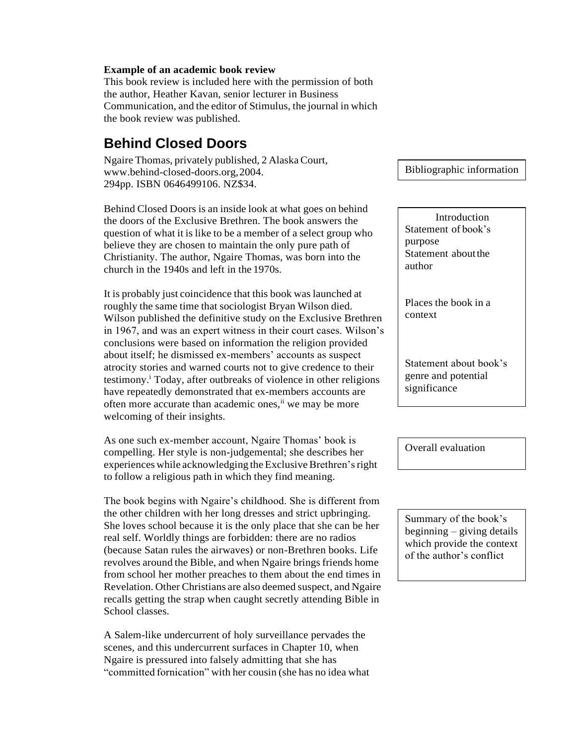**Example of an academic book review**

This book review is included here with the permission of both the author, Heather Kavan, senior lecturer in Business Communication, and the editor of Stimulus, the journal in which the book review was published.

# Behind Closed Doors

Ngaire Thomas, privately published, 2 Alaska Court, www.behind-closed-doors.org, 2004.
294pp. ISBN 0646499106. NZ$34.

> Bibliographic information

Behind Closed Doors is an inside look at what goes on behind the doors of the Exclusive Brethren. The book answers the question of what it is like to be a member of a select group who believe they are chosen to maintain the only pure path of Christianity. The author, Ngaire Thomas, was born into the church in the 1940s and left in the 1970s.

> Introduction
> Statement of book's purpose
> Statement about the author

It is probably just coincidence that this book was launched at roughly the same time that sociologist Bryan Wilson died. Wilson published the definitive study on the Exclusive Brethren in 1967, and was an expert witness in their court cases. Wilson's conclusions were based on information the religion provided about itself; he dismissed ex-members' accounts as suspect atrocity stories and warned courts not to give credence to their testimony.[i] Today, after outbreaks of violence in other religions have repeatedly demonstrated that ex-members accounts are often more accurate than academic ones,[ii] we may be more welcoming of their insights.

> Places the book in a context
>
> Statement about book's genre and potential significance

As one such ex-member account, Ngaire Thomas' book is compelling. Her style is non-judgemental; she describes her experiences while acknowledging the Exclusive Brethren's right to follow a religious path in which they find meaning.

> Overall evaluation

The book begins with Ngaire's childhood. She is different from the other children with her long dresses and strict upbringing. She loves school because it is the only place that she can be her real self. Worldly things are forbidden: there are no radios (because Satan rules the airwaves) or non-Brethren books. Life revolves around the Bible, and when Ngaire brings friends home from school her mother preaches to them about the end times in Revelation. Other Christians are also deemed suspect, and Ngaire recalls getting the strap when caught secretly attending Bible in School classes.

> Summary of the book's beginning – giving details which provide the context of the author's conflict

A Salem-like undercurrent of holy surveillance pervades the scenes, and this undercurrent surfaces in Chapter 10, when Ngaire is pressured into falsely admitting that she has "committed fornication" with her cousin (she has no idea what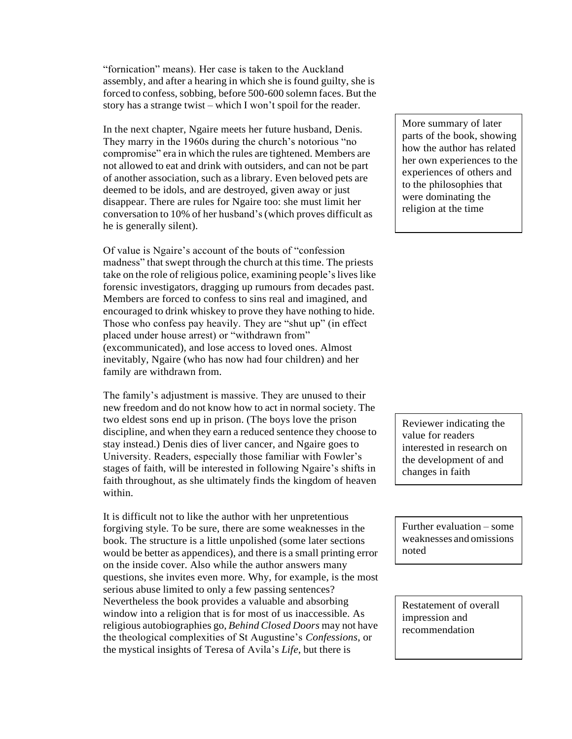"fornication" means). Her case is taken to the Auckland assembly, and after a hearing in which she is found guilty, she is forced to confess, sobbing, before 500-600 solemn faces. But the story has a strange twist – which I won't spoil for the reader.

In the next chapter, Ngaire meets her future husband, Denis. They marry in the 1960s during the church's notorious "no compromise" era in which the rules are tightened. Members are not allowed to eat and drink with outsiders, and can not be part of another association, such as a library. Even beloved pets are deemed to be idols, and are destroyed, given away or just disappear. There are rules for Ngaire too: she must limit her conversation to 10% of her husband's (which proves difficult as he is generally silent).

> More summary of later parts of the book, showing how the author has related her own experiences to the experiences of others and to the philosophies that were dominating the religion at the time

Of value is Ngaire's account of the bouts of "confession madness" that swept through the church at this time. The priests take on the role of religious police, examining people's lives like forensic investigators, dragging up rumours from decades past. Members are forced to confess to sins real and imagined, and encouraged to drink whiskey to prove they have nothing to hide. Those who confess pay heavily. They are "shut up" (in effect placed under house arrest) or "withdrawn from" (excommunicated), and lose access to loved ones. Almost inevitably, Ngaire (who has now had four children) and her family are withdrawn from.

The family's adjustment is massive. They are unused to their new freedom and do not know how to act in normal society. The two eldest sons end up in prison. (The boys love the prison discipline, and when they earn a reduced sentence they choose to stay instead.) Denis dies of liver cancer, and Ngaire goes to University. Readers, especially those familiar with Fowler's stages of faith, will be interested in following Ngaire's shifts in faith throughout, as she ultimately finds the kingdom of heaven within.

> Reviewer indicating the value for readers interested in research on the development of and changes in faith

It is difficult not to like the author with her unpretentious forgiving style. To be sure, there are some weaknesses in the book. The structure is a little unpolished (some later sections would be better as appendices), and there is a small printing error on the inside cover. Also while the author answers many questions, she invites even more. Why, for example, is the most serious abuse limited to only a few passing sentences? Nevertheless the book provides a valuable and absorbing window into a religion that is for most of us inaccessible. As religious autobiographies go, *Behind Closed Doors* may not have the theological complexities of St Augustine's *Confessions*, or the mystical insights of Teresa of Avila's *Life*, but there is

> Further evaluation – some weaknesses and omissions noted

> Restatement of overall impression and recommendation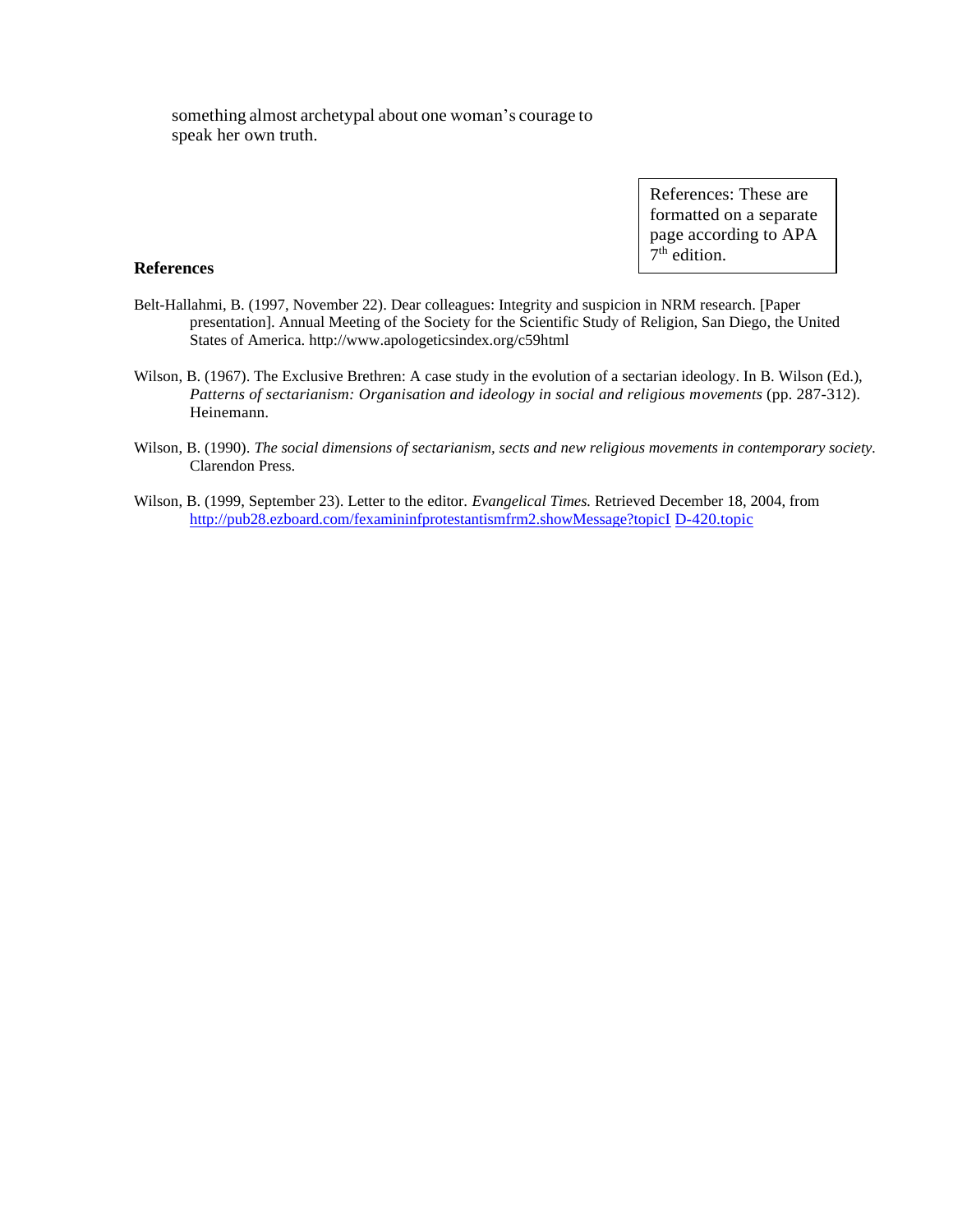something almost archetypal about one woman's courage to speak her own truth.

References: These are formatted on a separate page according to APA 7th edition.

## References

Belt-Hallahmi, B. (1997, November 22). Dear colleagues: Integrity and suspicion in NRM research. [Paper presentation]. Annual Meeting of the Society for the Scientific Study of Religion, San Diego, the United States of America. http://www.apologeticsindex.org/c59html

Wilson, B. (1967). The Exclusive Brethren: A case study in the evolution of a sectarian ideology. In B. Wilson (Ed.), *Patterns of sectarianism: Organisation and ideology in social and religious movements* (pp. 287-312). Heinemann.

Wilson, B. (1990). *The social dimensions of sectarianism, sects and new religious movements in contemporary society.* Clarendon Press.

Wilson, B. (1999, September 23). Letter to the editor. *Evangelical Times.* Retrieved December 18, 2004, from http://pub28.ezboard.com/fexamininfprotestantismfrm2.showMessage?topicI D-420.topic